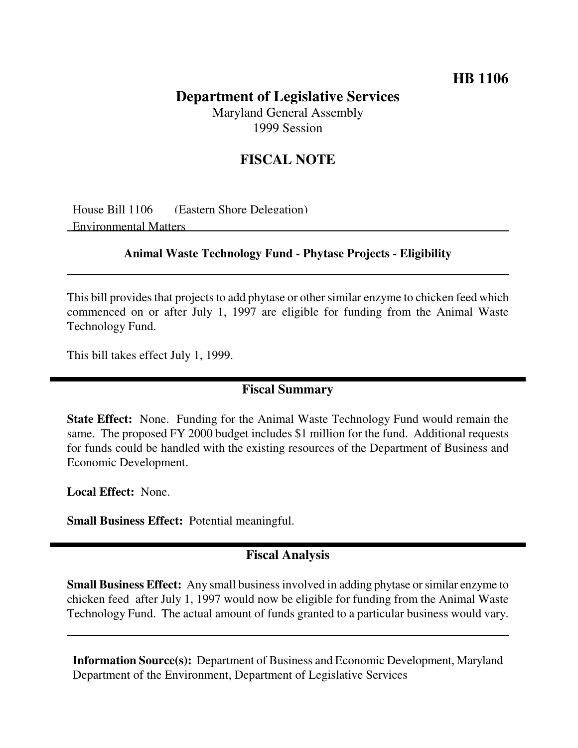**HB 1106**

# Department of Legislative Services

Maryland General Assembly
1999 Session

## FISCAL NOTE

House Bill 1106 (Eastern Shore Delegation)
Environmental Matters

### Animal Waste Technology Fund - Phytase Projects - Eligibility

This bill provides that projects to add phytase or other similar enzyme to chicken feed which commenced on or after July 1, 1997 are eligible for funding from the Animal Waste Technology Fund.

This bill takes effect July 1, 1999.

## Fiscal Summary

**State Effect:** None. Funding for the Animal Waste Technology Fund would remain the same. The proposed FY 2000 budget includes $1 million for the fund. Additional requests for funds could be handled with the existing resources of the Department of Business and Economic Development.

**Local Effect:** None.

**Small Business Effect:** Potential meaningful.

## Fiscal Analysis

**Small Business Effect:** Any small business involved in adding phytase or similar enzyme to chicken feed after July 1, 1997 would now be eligible for funding from the Animal Waste Technology Fund. The actual amount of funds granted to a particular business would vary.

**Information Source(s):** Department of Business and Economic Development, Maryland Department of the Environment, Department of Legislative Services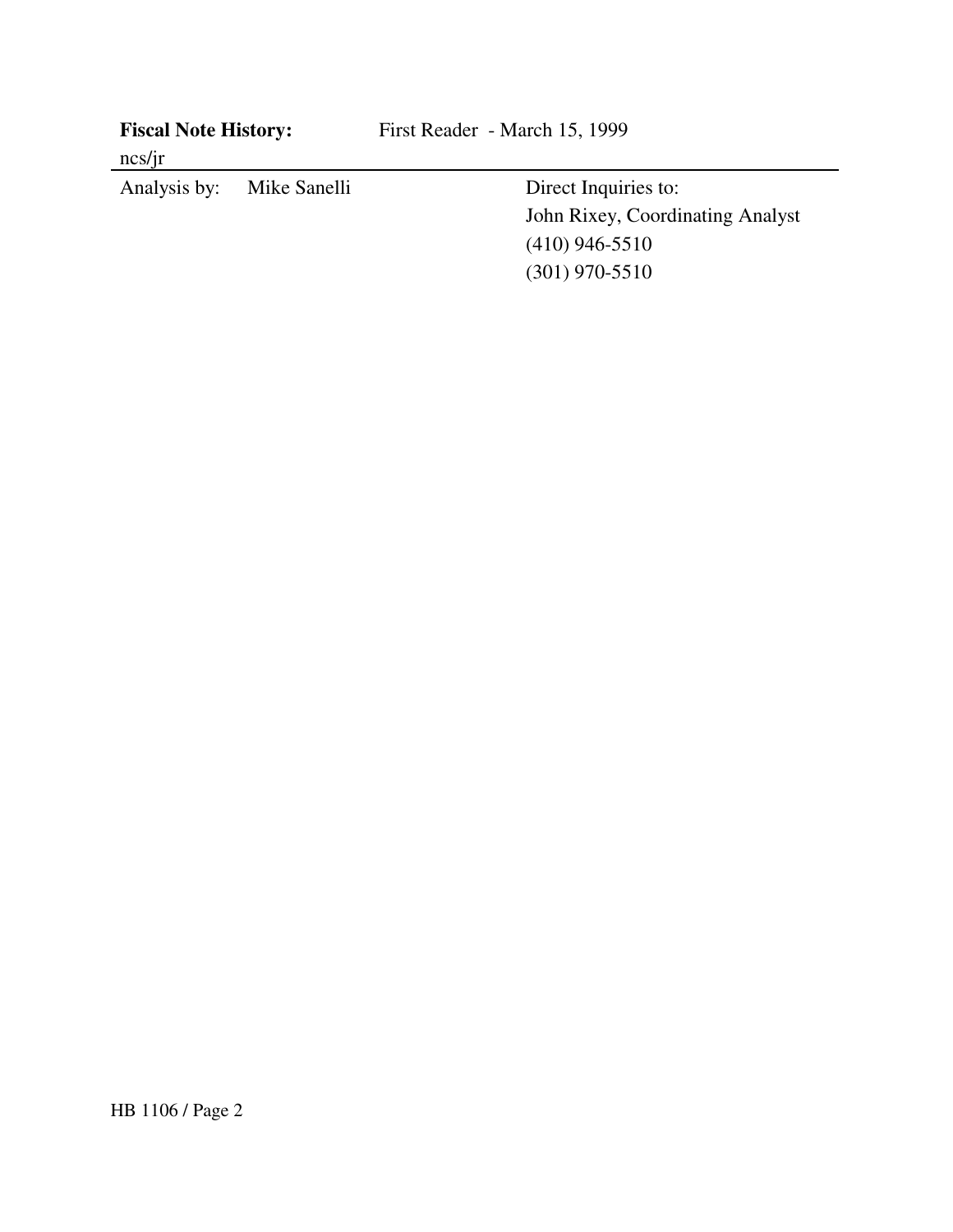**Fiscal Note History:** First Reader - March 15, 1999

ncs/jr

---

Analysis by: Mike Sanelli

Direct Inquiries to:
John Rixey, Coordinating Analyst
(410) 946-5510
(301) 970-5510